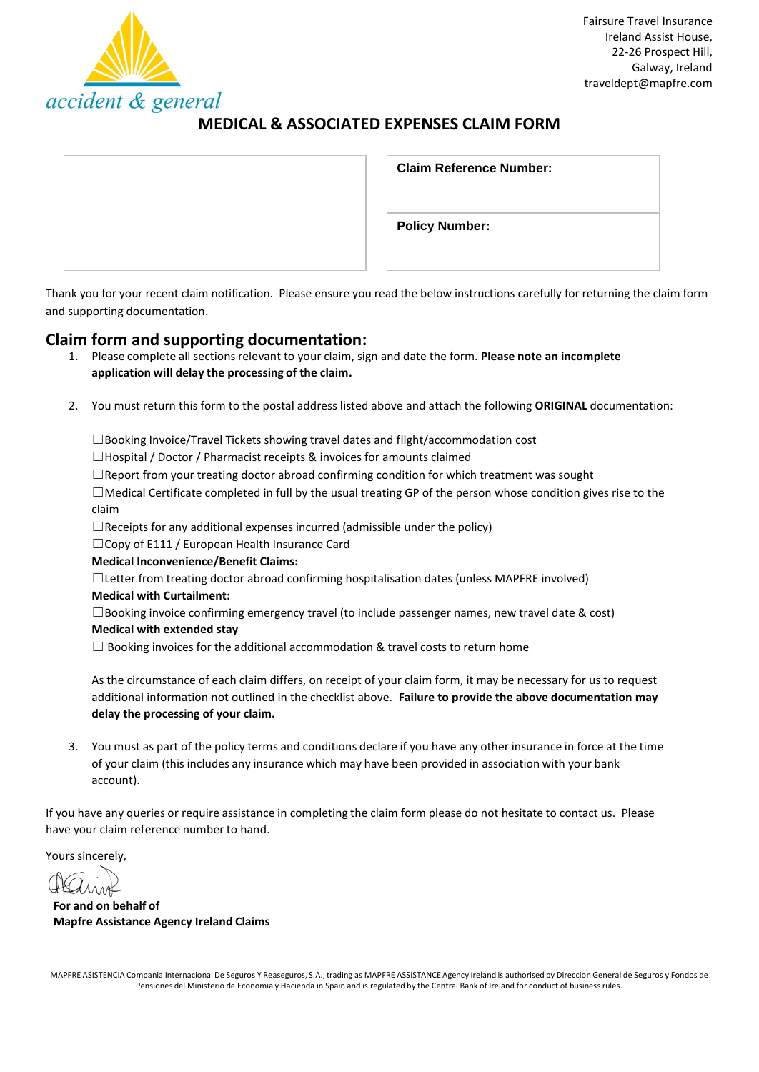accident & general

Fairsure Travel Insurance
Ireland Assist House,
22-26 Prospect Hill,
Galway, Ireland
traveldept@mapfre.com

# MEDICAL & ASSOCIATED EXPENSES CLAIM FORM

| | **Claim Reference Number:** |
|---|---|
| | **Policy Number:** |

Thank you for your recent claim notification. Please ensure you read the below instructions carefully for returning the claim form and supporting documentation.

## Claim form and supporting documentation:

1. Please complete all sections relevant to your claim, sign and date the form. **Please note an incomplete application will delay the processing of the claim.**

2. You must return this form to the postal address listed above and attach the following **ORIGINAL** documentation:

   ☐Booking Invoice/Travel Tickets showing travel dates and flight/accommodation cost
   ☐Hospital / Doctor / Pharmacist receipts & invoices for amounts claimed
   ☐Report from your treating doctor abroad confirming condition for which treatment was sought
   ☐Medical Certificate completed in full by the usual treating GP of the person whose condition gives rise to the claim
   ☐Receipts for any additional expenses incurred (admissible under the policy)
   ☐Copy of E111 / European Health Insurance Card
   **Medical Inconvenience/Benefit Claims:**
   ☐Letter from treating doctor abroad confirming hospitalisation dates (unless MAPFRE involved)
   **Medical with Curtailment:**
   ☐Booking invoice confirming emergency travel (to include passenger names, new travel date & cost)
   **Medical with extended stay**
   ☐ Booking invoices for the additional accommodation & travel costs to return home

   As the circumstance of each claim differs, on receipt of your claim form, it may be necessary for us to request additional information not outlined in the checklist above. **Failure to provide the above documentation may delay the processing of your claim.**

3. You must as part of the policy terms and conditions declare if you have any other insurance in force at the time of your claim (this includes any insurance which may have been provided in association with your bank account).

If you have any queries or require assistance in completing the claim form please do not hesitate to contact us. Please have your claim reference number to hand.

Yours sincerely,

**For and on behalf of**
**Mapfre Assistance Agency Ireland Claims**

MAPFRE ASISTENCIA Compania Internacional De Seguros Y Reaseguros, S.A., trading as MAPFRE ASSISTANCE Agency Ireland is authorised by Direccion General de Seguros y Fondos de Pensiones del Ministerio de Economia y Hacienda in Spain and is regulated by the Central Bank of Ireland for conduct of business rules.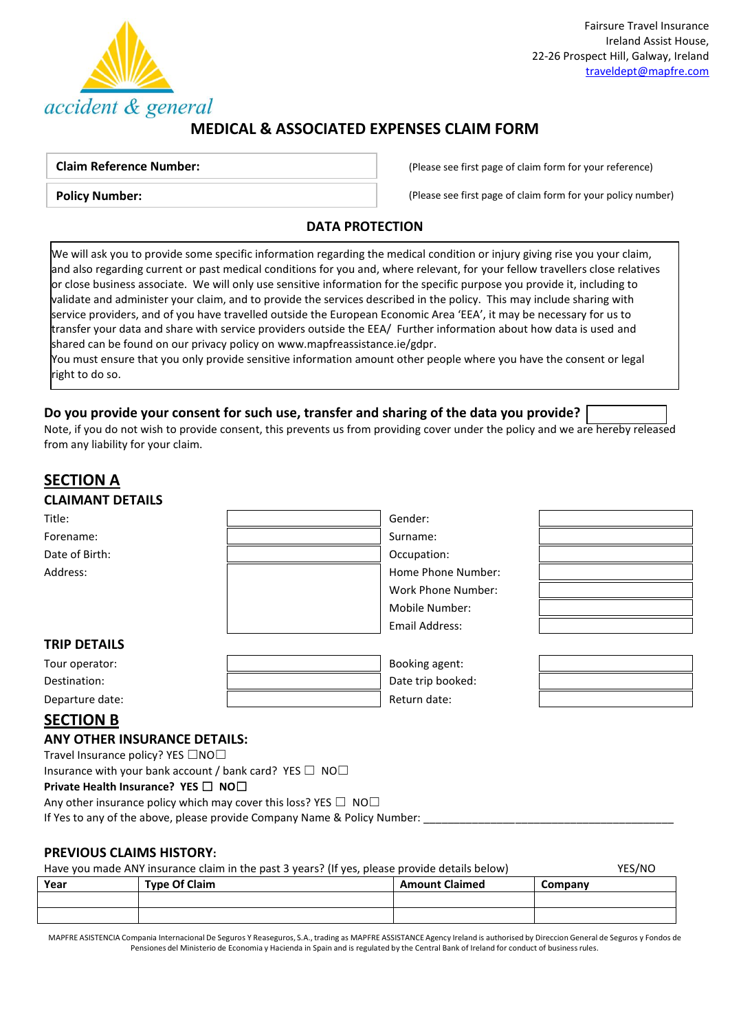Fairsure Travel Insurance
Ireland Assist House,
22-26 Prospect Hill, Galway, Ireland
traveldept@mapfre.com

accident & general

# MEDICAL & ASSOCIATED EXPENSES CLAIM FORM

| | |
|---|---|
| **Claim Reference Number:** | (Please see first page of claim form for your reference) |
| **Policy Number:** | (Please see first page of claim form for your policy number) |

## DATA PROTECTION

We will ask you to provide some specific information regarding the medical condition or injury giving rise you your claim, and also regarding current or past medical conditions for you and, where relevant, for your fellow travellers close relatives or close business associate. We will only use sensitive information for the specific purpose you provide it, including to validate and administer your claim, and to provide the services described in the policy. This may include sharing with service providers, and of you have travelled outside the European Economic Area 'EEA', it may be necessary for us to transfer your data and share with service providers outside the EEA/ Further information about how data is used and shared can be found on our privacy policy on www.mapfreassistance.ie/gdpr.
You must ensure that you only provide sensitive information amount other people where you have the consent or legal right to do so.

**Do you provide your consent for such use, transfer and sharing of the data you provide?** ☐

Note, if you do not wish to provide consent, this prevents us from providing cover under the policy and we are hereby released from any liability for your claim.

## SECTION A

### CLAIMANT DETAILS

| | | | |
|---|---|---|---|
| Title: | | Gender: | |
| Forename: | | Surname: | |
| Date of Birth: | | Occupation: | |
| Address: | | Home Phone Number: | |
| | | Work Phone Number: | |
| | | Mobile Number: | |
| | | Email Address: | |

### TRIP DETAILS

| | | | |
|---|---|---|---|
| Tour operator: | | Booking agent: | |
| Destination: | | Date trip booked: | |
| Departure date: | | Return date: | |

## SECTION B

### ANY OTHER INSURANCE DETAILS:

Travel Insurance policy? YES ☐NO☐
Insurance with your bank account / bank card? YES ☐ NO☐
**Private Health Insurance? YES ☐ NO☐**
Any other insurance policy which may cover this loss? YES ☐ NO☐
If Yes to any of the above, please provide Company Name & Policy Number: ____________________________________________

### PREVIOUS CLAIMS HISTORY:

Have you made ANY insurance claim in the past 3 years? (If yes, please provide details below) YES/NO

| Year | Type Of Claim | Amount Claimed | Company |
|---|---|---|---|
| | | | |
| | | | |

MAPFRE ASISTENCIA Compania Internacional De Seguros Y Reaseguros, S.A., trading as MAPFRE ASSISTANCE Agency Ireland is authorised by Direccion General de Seguros y Fondos de Pensiones del Ministerio de Economia y Hacienda in Spain and is regulated by the Central Bank of Ireland for conduct of business rules.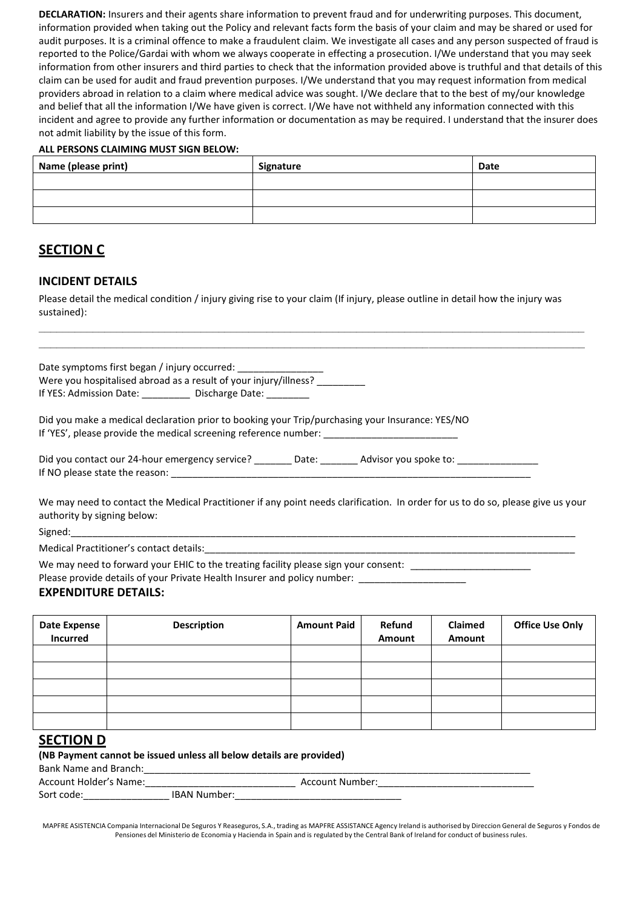**DECLARATION:** Insurers and their agents share information to prevent fraud and for underwriting purposes. This document, information provided when taking out the Policy and relevant facts form the basis of your claim and may be shared or used for audit purposes. It is a criminal offence to make a fraudulent claim. We investigate all cases and any person suspected of fraud is reported to the Police/Gardai with whom we always cooperate in effecting a prosecution. I/We understand that you may seek information from other insurers and third parties to check that the information provided above is truthful and that details of this claim can be used for audit and fraud prevention purposes. I/We understand that you may request information from medical providers abroad in relation to a claim where medical advice was sought. I/We declare that to the best of my/our knowledge and belief that all the information I/We have given is correct. I/We have not withheld any information connected with this incident and agree to provide any further information or documentation as may be required. I understand that the insurer does not admit liability by the issue of this form.

**ALL PERSONS CLAIMING MUST SIGN BELOW:**

| Name (please print) | Signature | Date |
|---|---|---|
| | | |
| | | |
| | | |

## SECTION C

### INCIDENT DETAILS

Please detail the medical condition / injury giving rise to your claim (If injury, please outline in detail how the injury was sustained):

_____________________________________________________________________________________________________

_____________________________________________________________________________________________________

Date symptoms first began / injury occurred: ________________

Were you hospitalised abroad as a result of your injury/illness? _________

If YES: Admission Date: _________ Discharge Date: ________

Did you make a medical declaration prior to booking your Trip/purchasing your Insurance: YES/NO

If 'YES', please provide the medical screening reference number: _________________________

Did you contact our 24-hour emergency service? _______ Date: _______ Advisor you spoke to: _______________

If NO please state the reason: _____________________________________________________________________

We may need to contact the Medical Practitioner if any point needs clarification. In order for us to do so, please give us your authority by signing below:

Signed:_____________________________________________________________________________________________

Medical Practitioner's contact details:_______________________________________________________________

We may need to forward your EHIC to the treating facility please sign your consent: ______________________

Please provide details of your Private Health Insurer and policy number: ____________________

### EXPENDITURE DETAILS:

| Date Expense Incurred | Description | Amount Paid | Refund Amount | Claimed Amount | Office Use Only |
|---|---|---|---|---|---|
| | | | | | |
| | | | | | |
| | | | | | |
| | | | | | |
| | | | | | |

## SECTION D

**(NB Payment cannot be issued unless all below details are provided)**

Bank Name and Branch:___________________________________________________________________________

Account Holder's Name:____________________________ Account Number:_____________________________

Sort code:________________ IBAN Number:_______________________________

MAPFRE ASISTENCIA Compania Internacional De Seguros Y Reaseguros, S.A., trading as MAPFRE ASSISTANCE Agency Ireland is authorised by Direccion General de Seguros y Fondos de Pensiones del Ministerio de Economia y Hacienda in Spain and is regulated by the Central Bank of Ireland for conduct of business rules.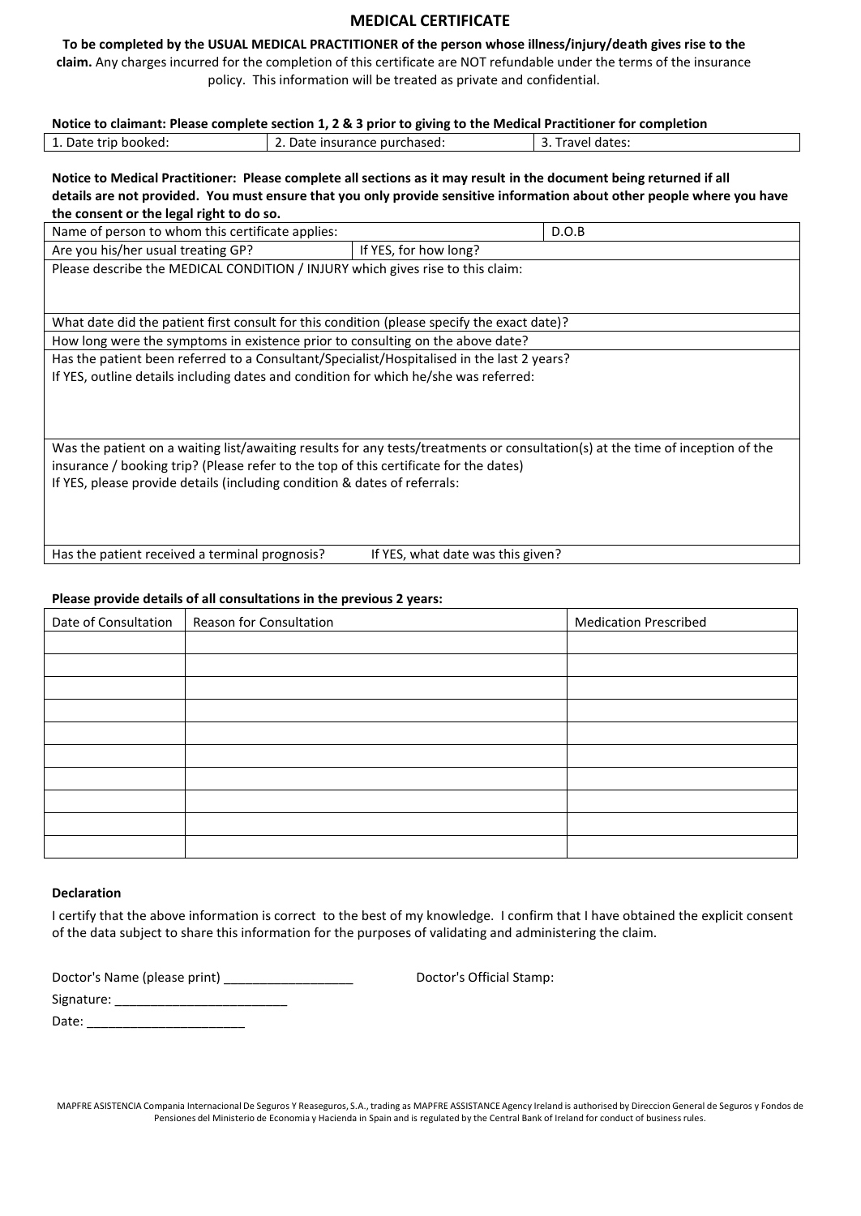# MEDICAL CERTIFICATE

**To be completed by the USUAL MEDICAL PRACTITIONER of the person whose illness/injury/death gives rise to the claim.** Any charges incurred for the completion of this certificate are NOT refundable under the terms of the insurance policy. This information will be treated as private and confidential.

**Notice to claimant: Please complete section 1, 2 & 3 prior to giving to the Medical Practitioner for completion**

| | | |
|---|---|---|
| 1. Date trip booked: | 2. Date insurance purchased: | 3. Travel dates: |

**Notice to Medical Practitioner: Please complete all sections as it may result in the document being returned if all details are not provided. You must ensure that you only provide sensitive information about other people where you have the consent or the legal right to do so.**

| | | |
|---|---|---|
| Name of person to whom this certificate applies: | | D.O.B |
| Are you his/her usual treating GP? | If YES, for how long? | |
| Please describe the MEDICAL CONDITION / INJURY which gives rise to this claim: | | |
| What date did the patient first consult for this condition (please specify the exact date)? | | |
| How long were the symptoms in existence prior to consulting on the above date? | | |
| Has the patient been referred to a Consultant/Specialist/Hospitalised in the last 2 years?<br>If YES, outline details including dates and condition for which he/she was referred: | | |
| Was the patient on a waiting list/awaiting results for any tests/treatments or consultation(s) at the time of inception of the insurance / booking trip? (Please refer to the top of this certificate for the dates)<br>If YES, please provide details (including condition & dates of referrals: | | |
| Has the patient received a terminal prognosis? | If YES, what date was this given? | |

**Please provide details of all consultations in the previous 2 years:**

| Date of Consultation | Reason for Consultation | Medication Prescribed |
|---|---|---|
| | | |
| | | |
| | | |
| | | |
| | | |
| | | |
| | | |
| | | |
| | | |
| | | |

**Declaration**

I certify that the above information is correct to the best of my knowledge. I confirm that I have obtained the explicit consent of the data subject to share this information for the purposes of validating and administering the claim.

Doctor's Name (please print) __________________

Doctor's Official Stamp:

Signature: ________________________

Date: ______________________

MAPFRE ASISTENCIA Compania Internacional De Seguros Y Reaseguros, S.A., trading as MAPFRE ASSISTANCE Agency Ireland is authorised by Direccion General de Seguros y Fondos de Pensiones del Ministerio de Economia y Hacienda in Spain and is regulated by the Central Bank of Ireland for conduct of business rules.